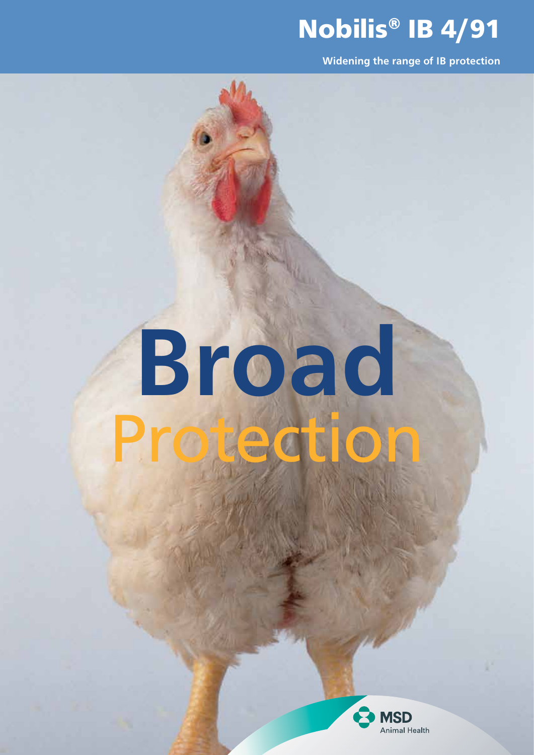# Nobilis® IB 4/91

**Widening the range of IB protection**

# Broad Protection

MSD Animal Health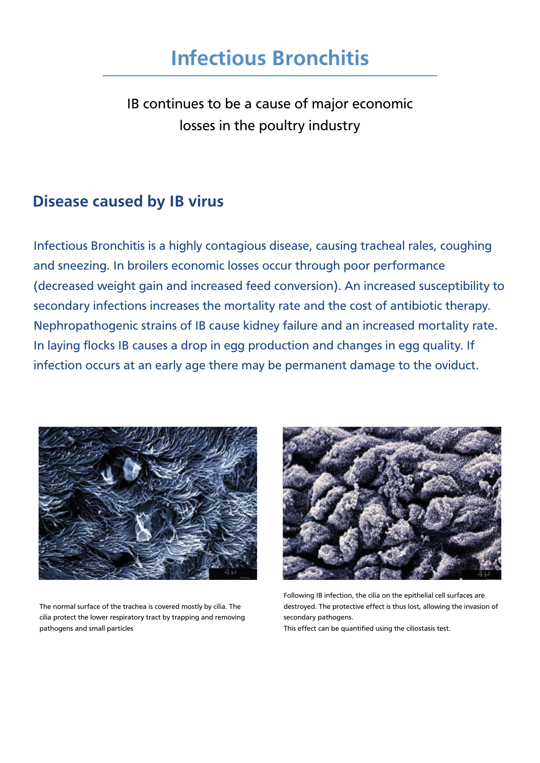# Infectious Bronchitis

IB continues to be a cause of major economic losses in the poultry industry

## Disease caused by IB virus

Infectious Bronchitis is a highly contagious disease, causing tracheal rales, coughing and sneezing. In broilers economic losses occur through poor performance (decreased weight gain and increased feed conversion). An increased susceptibility to secondary infections increases the mortality rate and the cost of antibiotic therapy. Nephropathogenic strains of IB cause kidney failure and an increased mortality rate. In laying flocks IB causes a drop in egg production and changes in egg quality. If infection occurs at an early age there may be permanent damage to the oviduct.

The normal surface of the trachea is covered mostly by cilia. The cilia protect the lower respiratory tract by trapping and removing pathogens and small particles

Following IB infection, the cilia on the epithelial cell surfaces are destroyed. The protective effect is thus lost, allowing the invasion of secondary pathogens.
This effect can be quantified using the ciliostasis test.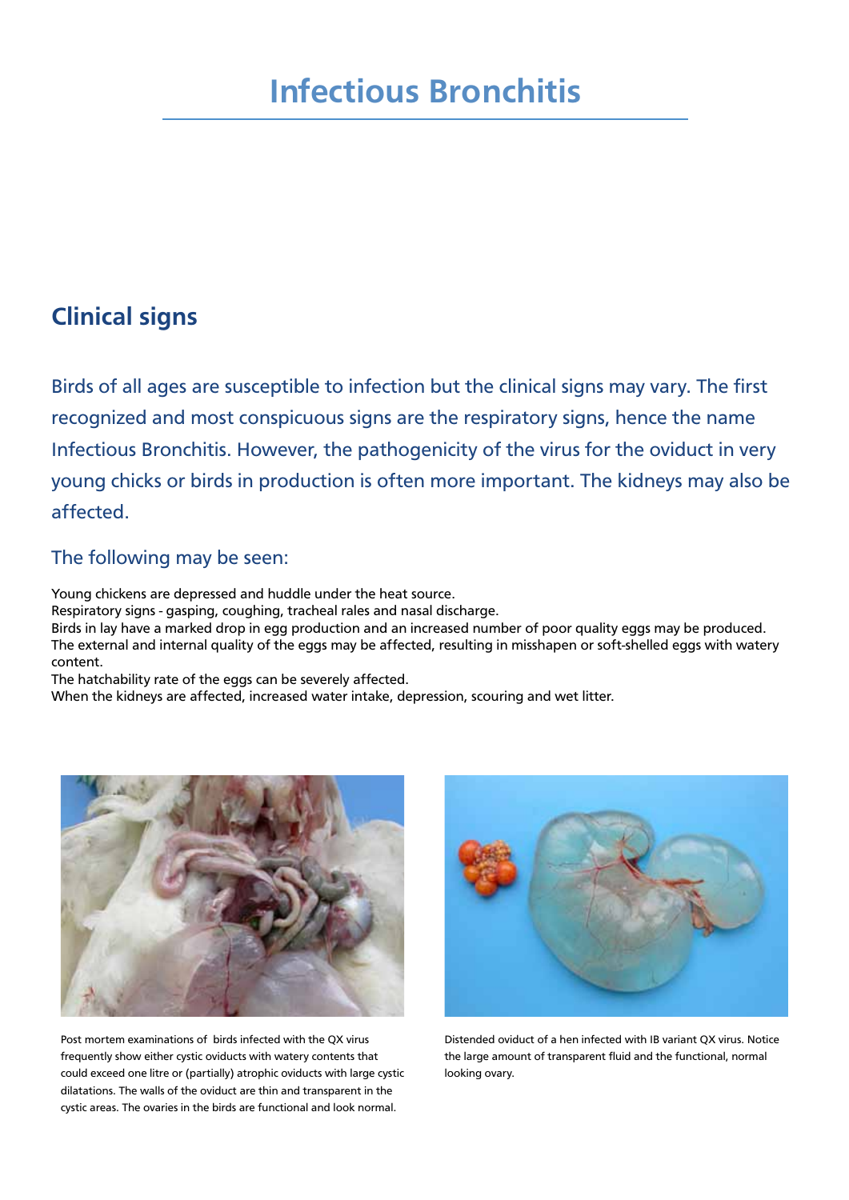# Infectious Bronchitis

## Clinical signs

Birds of all ages are susceptible to infection but the clinical signs may vary. The first recognized and most conspicuous signs are the respiratory signs, hence the name Infectious Bronchitis. However, the pathogenicity of the virus for the oviduct in very young chicks or birds in production is often more important. The kidneys may also be affected.

### The following may be seen:

Young chickens are depressed and huddle under the heat source.
Respiratory signs - gasping, coughing, tracheal rales and nasal discharge.
Birds in lay have a marked drop in egg production and an increased number of poor quality eggs may be produced.
The external and internal quality of the eggs may be affected, resulting in misshapen or soft-shelled eggs with watery content.
The hatchability rate of the eggs can be severely affected.
When the kidneys are affected, increased water intake, depression, scouring and wet litter.

Post mortem examinations of birds infected with the QX virus frequently show either cystic oviducts with watery contents that could exceed one litre or (partially) atrophic oviducts with large cystic dilatations. The walls of the oviduct are thin and transparent in the cystic areas. The ovaries in the birds are functional and look normal.

Distended oviduct of a hen infected with IB variant QX virus. Notice the large amount of transparent fluid and the functional, normal looking ovary.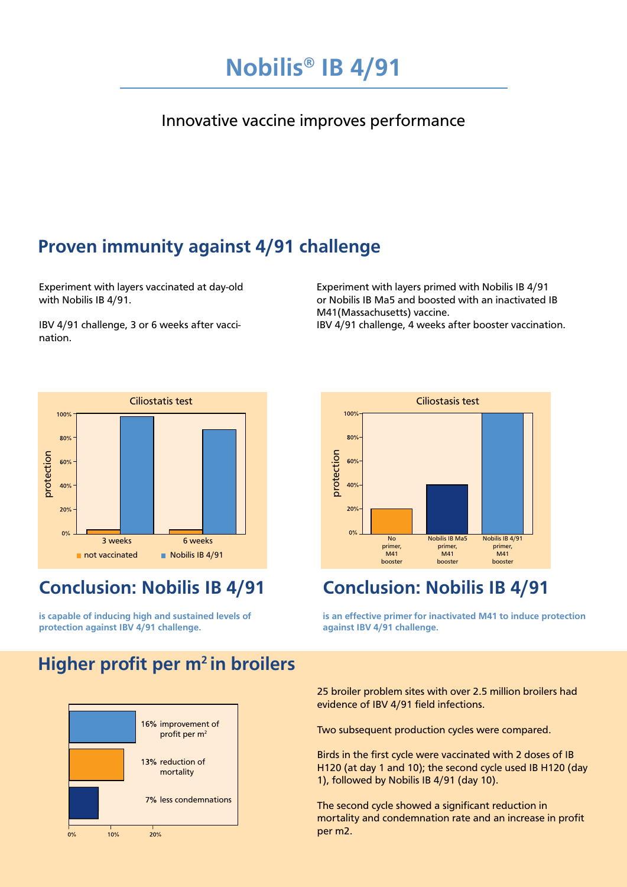# Nobilis® IB 4/91

Innovative vaccine improves performance

## Proven immunity against 4/91 challenge

Experiment with layers vaccinated at day-old with Nobilis IB 4/91.

IBV 4/91 challenge, 3 or 6 weeks after vaccination.

Ciliostatis test

protection

100%, 80%, 60%, 40%, 20%, 0%

3 weeks | 6 weeks

not vaccinated | Nobilis IB 4/91

## Conclusion: Nobilis IB 4/91

**is capable of inducing high and sustained levels of protection against IBV 4/91 challenge.**

Experiment with layers primed with Nobilis IB 4/91 or Nobilis IB Ma5 and boosted with an inactivated IB M41(Massachusetts) vaccine.
IBV 4/91 challenge, 4 weeks after booster vaccination.

Ciliostasis test

protection

100%, 80%, 60%, 40%, 20%, 0%

No primer, M41 booster | Nobilis IB Ma5 primer, M41 booster | Nobilis IB 4/91 primer, M41 booster

## Conclusion: Nobilis IB 4/91

**is an effective primer for inactivated M41 to induce protection against IBV 4/91 challenge.**

## Higher profit per m² in broilers

16% improvement of profit per m²

13% reduction of mortality

7% less condemnations

0% | 10% | 20%

25 broiler problem sites with over 2.5 million broilers had evidence of IBV 4/91 field infections.

Two subsequent production cycles were compared.

Birds in the first cycle were vaccinated with 2 doses of IB H120 (at day 1 and 10); the second cycle used IB H120 (day 1), followed by Nobilis IB 4/91 (day 10).

The second cycle showed a significant reduction in mortality and condemnation rate and an increase in profit per m2.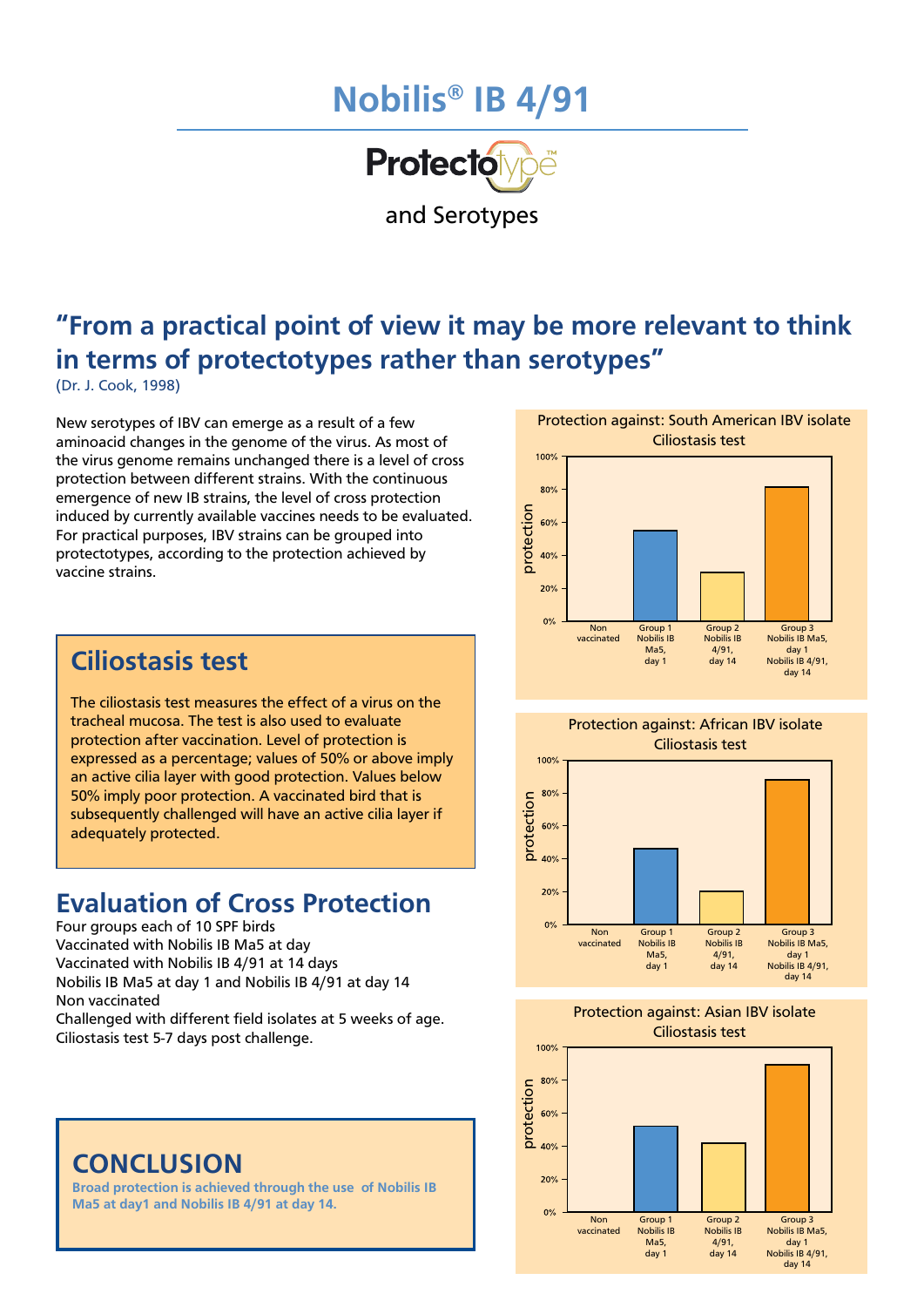# Nobilis® IB 4/91

## Protectotype™

and Serotypes

## "From a practical point of view it may be more relevant to think in terms of protectotypes rather than serotypes"

(Dr. J. Cook, 1998)

New serotypes of IBV can emerge as a result of a few aminoacid changes in the genome of the virus. As most of the virus genome remains unchanged there is a level of cross protection between different strains. With the continuous emergence of new IB strains, the level of cross protection induced by currently available vaccines needs to be evaluated. For practical purposes, IBV strains can be grouped into protectotypes, according to the protection achieved by vaccine strains.

## Ciliostasis test

The ciliostasis test measures the effect of a virus on the tracheal mucosa. The test is also used to evaluate protection after vaccination. Level of protection is expressed as a percentage; values of 50% or above imply an active cilia layer with good protection. Values below 50% imply poor protection. A vaccinated bird that is subsequently challenged will have an active cilia layer if adequately protected.

## Evaluation of Cross Protection

Four groups each of 10 SPF birds
Vaccinated with Nobilis IB Ma5 at day
Vaccinated with Nobilis IB 4/91 at 14 days
Nobilis IB Ma5 at day 1 and Nobilis IB 4/91 at day 14
Non vaccinated
Challenged with different field isolates at 5 weeks of age.
Ciliostasis test 5-7 days post challenge.

Protection against: South American IBV isolate
Ciliostasis test

| Group | protection |
|---|---|
| Non vaccinated | 0% |
| Group 1 Nobilis IB Ma5, day 1 | ~55% |
| Group 2 Nobilis IB 4/91, day 14 | ~30% |
| Group 3 Nobilis IB Ma5, day 1 Nobilis IB 4/91, day 14 | ~82% |

Protection against: African IBV isolate
Ciliostasis test

| Group | protection |
|---|---|
| Non vaccinated | 0% |
| Group 1 Nobilis IB Ma5, day 1 | ~46% |
| Group 2 Nobilis IB 4/91, day 14 | ~20% |
| Group 3 Nobilis IB Ma5, day 1 Nobilis IB 4/91, day 14 | ~88% |

Protection against: Asian IBV isolate
Ciliostasis test

| Group | protection |
|---|---|
| Non vaccinated | 0% |
| Group 1 Nobilis IB Ma5, day 1 | ~52% |
| Group 2 Nobilis IB 4/91, day 14 | ~42% |
| Group 3 Nobilis IB Ma5, day 1 Nobilis IB 4/91, day 14 | ~90% |

## CONCLUSION

**Broad protection is achieved through the use of Nobilis IB Ma5 at day1 and Nobilis IB 4/91 at day 14.**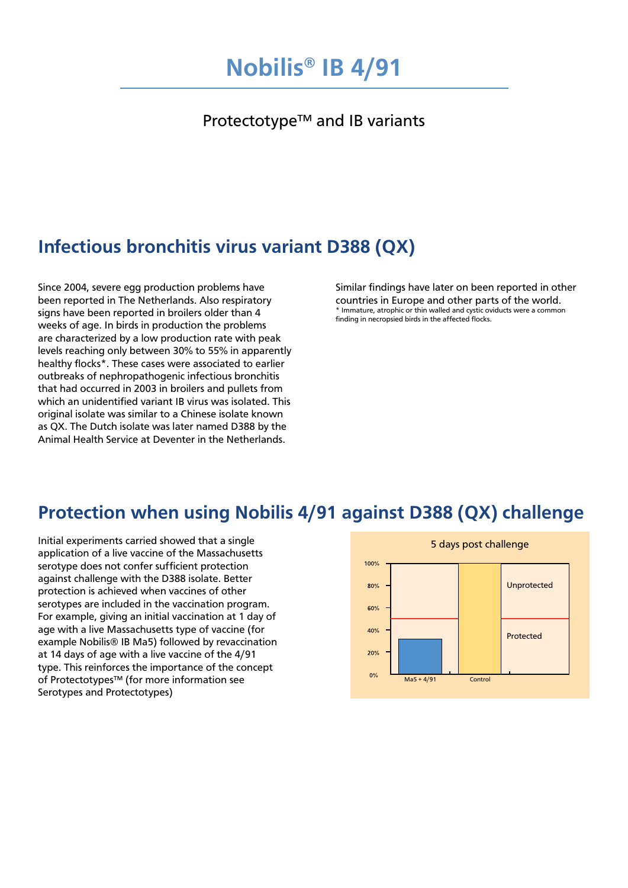# Nobilis® IB 4/91

Protectotype™ and IB variants

## Infectious bronchitis virus variant D388 (QX)

Since 2004, severe egg production problems have been reported in The Netherlands. Also respiratory signs have been reported in broilers older than 4 weeks of age. In birds in production the problems are characterized by a low production rate with peak levels reaching only between 30% to 55% in apparently healthy flocks*. These cases were associated to earlier outbreaks of nephropathogenic infectious bronchitis that had occurred in 2003 in broilers and pullets from which an unidentified variant IB virus was isolated. This original isolate was similar to a Chinese isolate known as QX. The Dutch isolate was later named D388 by the Animal Health Service at Deventer in the Netherlands.

Similar findings have later on been reported in other countries in Europe and other parts of the world.

\* Immature, atrophic or thin walled and cystic oviducts were a common finding in necropsied birds in the affected flocks.

## Protection when using Nobilis 4/91 against D388 (QX) challenge

Initial experiments carried showed that a single application of a live vaccine of the Massachusetts serotype does not confer sufficient protection against challenge with the D388 isolate. Better protection is achieved when vaccines of other serotypes are included in the vaccination program. For example, giving an initial vaccination at 1 day of age with a live Massachusetts type of vaccine (for example Nobilis® IB Ma5) followed by revaccination at 14 days of age with a live vaccine of the 4/91 type. This reinforces the importance of the concept of Protectotypes™ (for more information see Serotypes and Protectotypes)

5 days post challenge

| Group | Result |
|---|---|
| Ma5 + 4/91 | ~32% |
| Control | 100% |

Unprotected (above 50%) / Protected (below 50%)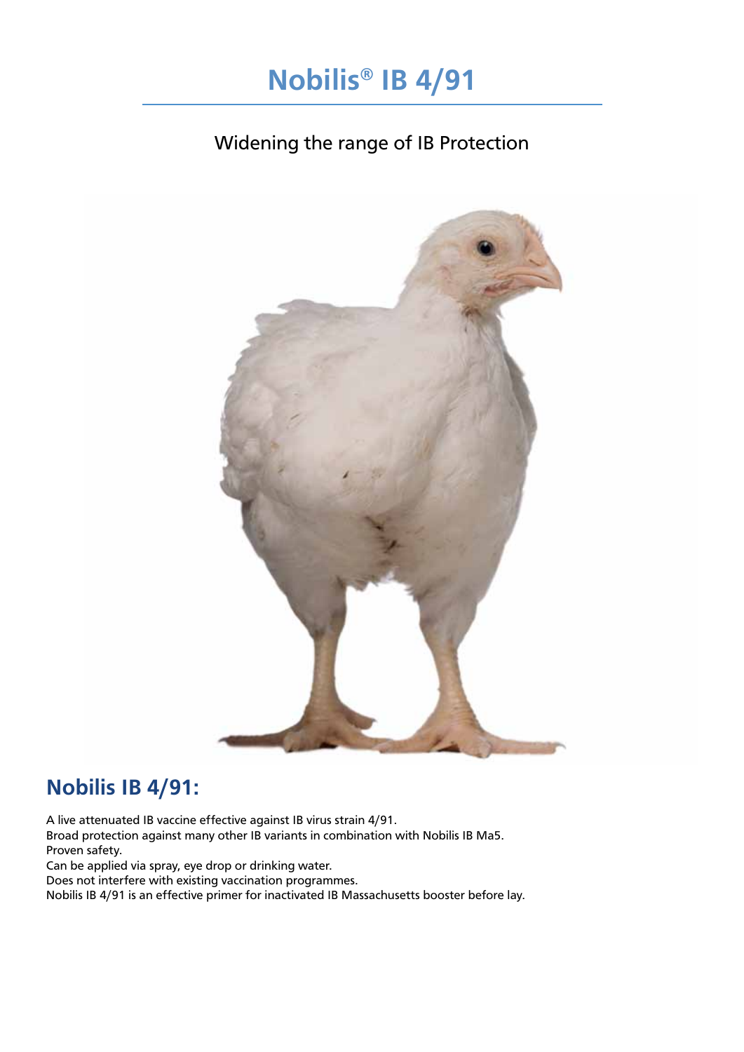# Nobilis® IB 4/91

Widening the range of IB Protection

## Nobilis IB 4/91:

A live attenuated IB vaccine effective against IB virus strain 4/91.
Broad protection against many other IB variants in combination with Nobilis IB Ma5.
Proven safety.
Can be applied via spray, eye drop or drinking water.
Does not interfere with existing vaccination programmes.
Nobilis IB 4/91 is an effective primer for inactivated IB Massachusetts booster before lay.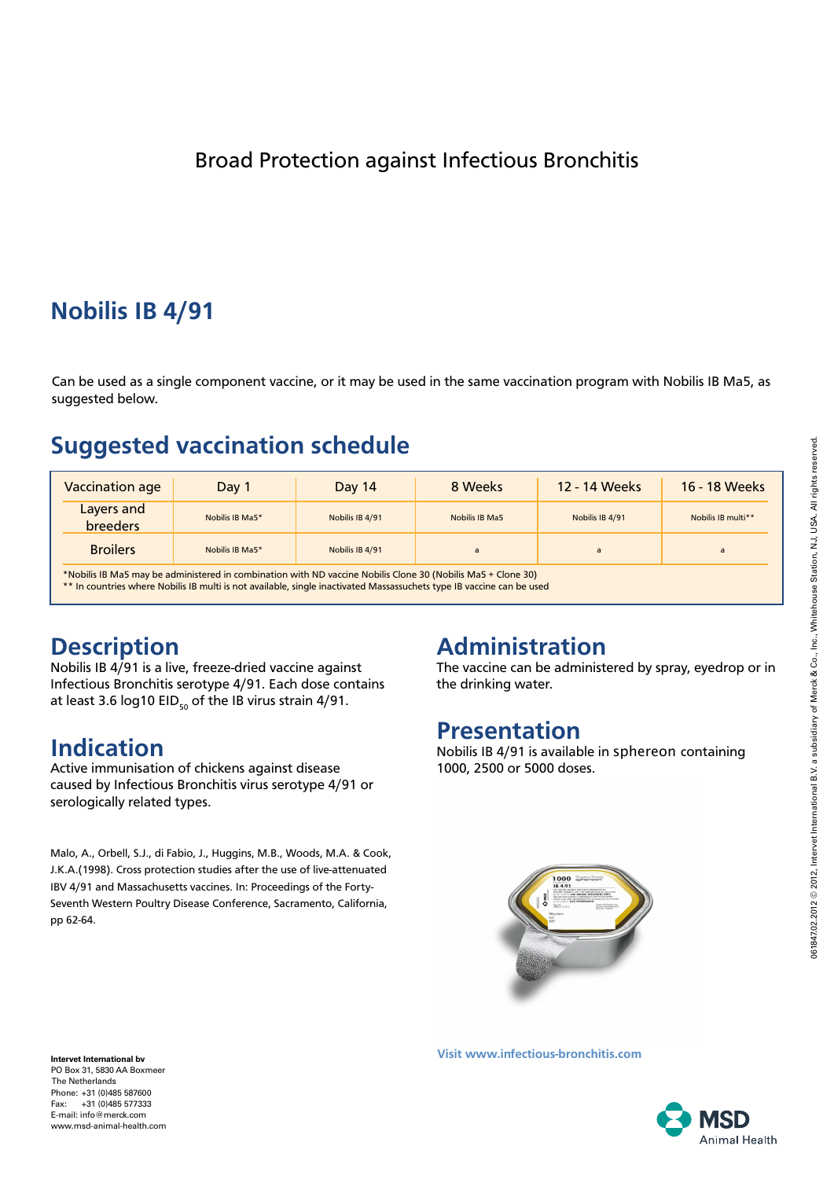Broad Protection against Infectious Bronchitis

# Nobilis IB 4/91

Can be used as a single component vaccine, or it may be used in the same vaccination program with Nobilis IB Ma5, as suggested below.

## Suggested vaccination schedule

| Vaccination age | Day 1 | Day 14 | 8 Weeks | 12 - 14 Weeks | 16 - 18 Weeks |
|---|---|---|---|---|---|
| Layers and breeders | Nobilis IB Ma5* | Nobilis IB 4/91 | Nobilis IB Ma5 | Nobilis IB 4/91 | Nobilis IB multi** |
| Broilers | Nobilis IB Ma5* | Nobilis IB 4/91 | a | a | a |

*Nobilis IB Ma5 may be administered in combination with ND vaccine Nobilis Clone 30 (Nobilis Ma5 + Clone 30)
** In countries where Nobilis IB multi is not available, single inactivated Massassuchets type IB vaccine can be used

## Description

Nobilis IB 4/91 is a live, freeze-dried vaccine against Infectious Bronchitis serotype 4/91. Each dose contains at least 3.6 log10 $EID_{50}$ of the IB virus strain 4/91.

## Indication

Active immunisation of chickens against disease caused by Infectious Bronchitis virus serotype 4/91 or serologically related types.

Malo, A., Orbell, S.J., di Fabio, J., Huggins, M.B., Woods, M.A. & Cook, J.K.A.(1998). Cross protection studies after the use of live-attenuated IBV 4/91 and Massachusetts vaccines. In: Proceedings of the Forty-Seventh Western Poultry Disease Conference, Sacramento, California, pp 62-64.

## Administration

The vaccine can be administered by spray, eyedrop or in the drinking water.

## Presentation

Nobilis IB 4/91 is available in sphereon containing 1000, 2500 or 5000 doses.

Visit www.infectious-bronchitis.com

**Intervet International bv**
PO Box 31, 5830 AA Boxmeer
The Netherlands
Phone: +31 (0)485 587600
Fax: +31 (0)485 577333
E-mail: info@merck.com
www.msd-animal-health.com

MSD Animal Health

061847.02.2012 © 2012, Intervet International B.V. a subsidiary of Merck & Co., Inc., Whitehouse Station, NJ, USA. All rights reserved.